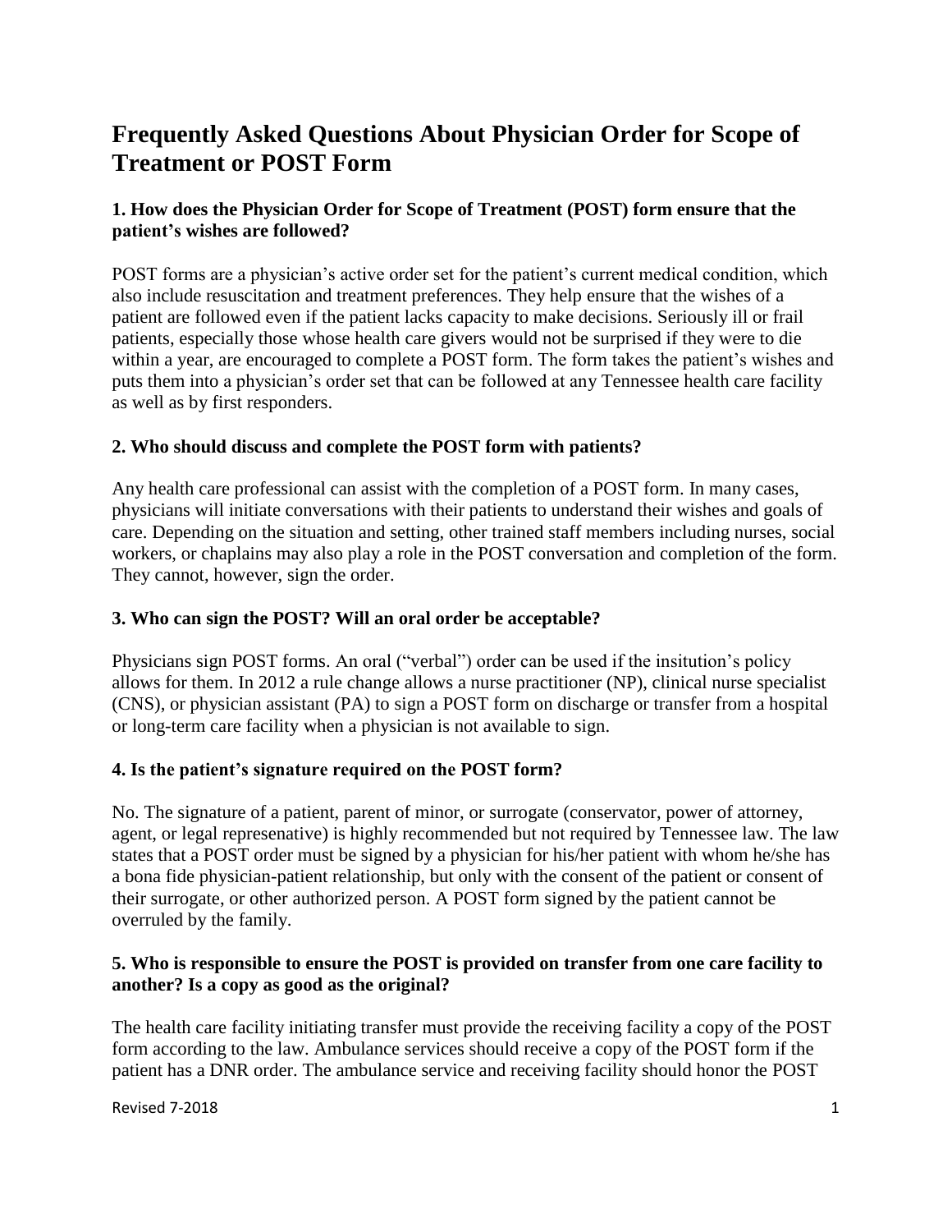# Frequently Asked Questions About Physician Order for Scope of Treatment or POST Form

### 1. How does the Physician Order for Scope of Treatment (POST) form ensure that the patient's wishes are followed?

POST forms are a physician's active order set for the patient's current medical condition, which also include resuscitation and treatment preferences. They help ensure that the wishes of a patient are followed even if the patient lacks capacity to make decisions. Seriously ill or frail patients, especially those whose health care givers would not be surprised if they were to die within a year, are encouraged to complete a POST form. The form takes the patient's wishes and puts them into a physician's order set that can be followed at any Tennessee health care facility as well as by first responders.

### 2. Who should discuss and complete the POST form with patients?

Any health care professional can assist with the completion of a POST form. In many cases, physicians will initiate conversations with their patients to understand their wishes and goals of care. Depending on the situation and setting, other trained staff members including nurses, social workers, or chaplains may also play a role in the POST conversation and completion of the form. They cannot, however, sign the order.

### 3. Who can sign the POST? Will an oral order be acceptable?

Physicians sign POST forms. An oral ("verbal") order can be used if the insitution's policy allows for them. In 2012 a rule change allows a nurse practitioner (NP), clinical nurse specialist (CNS), or physician assistant (PA) to sign a POST form on discharge or transfer from a hospital or long-term care facility when a physician is not available to sign.

### 4. Is the patient's signature required on the POST form?

No. The signature of a patient, parent of minor, or surrogate (conservator, power of attorney, agent, or legal represenative) is highly recommended but not required by Tennessee law. The law states that a POST order must be signed by a physician for his/her patient with whom he/she has a bona fide physician-patient relationship, but only with the consent of the patient or consent of their surrogate, or other authorized person. A POST form signed by the patient cannot be overruled by the family.

### 5. Who is responsible to ensure the POST is provided on transfer from one care facility to another? Is a copy as good as the original?

The health care facility initiating transfer must provide the receiving facility a copy of the POST form according to the law. Ambulance services should receive a copy of the POST form if the patient has a DNR order. The ambulance service and receiving facility should honor the POST

Revised 7-2018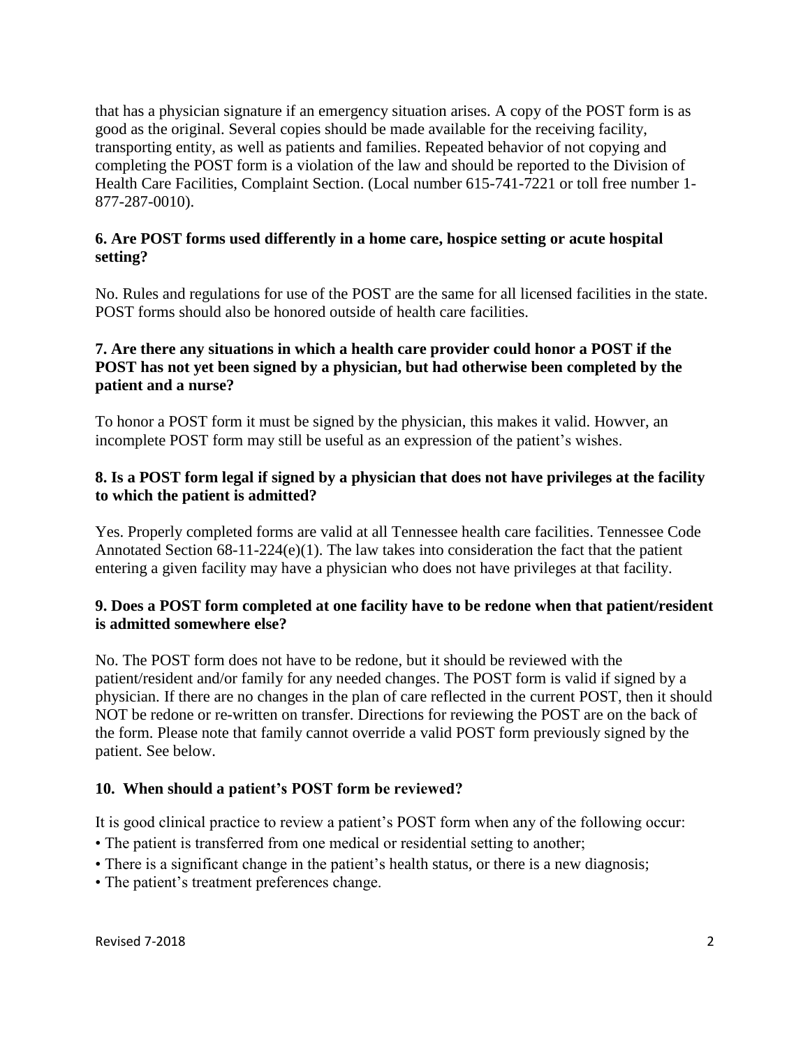that has a physician signature if an emergency situation arises. A copy of the POST form is as good as the original. Several copies should be made available for the receiving facility, transporting entity, as well as patients and families. Repeated behavior of not copying and completing the POST form is a violation of the law and should be reported to the Division of Health Care Facilities, Complaint Section. (Local number 615-741-7221 or toll free number 1-877-287-0010).

**6. Are POST forms used differently in a home care, hospice setting or acute hospital setting?**

No. Rules and regulations for use of the POST are the same for all licensed facilities in the state. POST forms should also be honored outside of health care facilities.

**7. Are there any situations in which a health care provider could honor a POST if the POST has not yet been signed by a physician, but had otherwise been completed by the patient and a nurse?**

To honor a POST form it must be signed by the physician, this makes it valid. Howver, an incomplete POST form may still be useful as an expression of the patient's wishes.

**8. Is a POST form legal if signed by a physician that does not have privileges at the facility to which the patient is admitted?**

Yes. Properly completed forms are valid at all Tennessee health care facilities. Tennessee Code Annotated Section 68-11-224(e)(1). The law takes into consideration the fact that the patient entering a given facility may have a physician who does not have privileges at that facility.

**9. Does a POST form completed at one facility have to be redone when that patient/resident is admitted somewhere else?**

No. The POST form does not have to be redone, but it should be reviewed with the patient/resident and/or family for any needed changes. The POST form is valid if signed by a physician. If there are no changes in the plan of care reflected in the current POST, then it should NOT be redone or re-written on transfer. Directions for reviewing the POST are on the back of the form. Please note that family cannot override a valid POST form previously signed by the patient. See below.

**10. When should a patient's POST form be reviewed?**

It is good clinical practice to review a patient's POST form when any of the following occur:

- The patient is transferred from one medical or residential setting to another;
- There is a significant change in the patient's health status, or there is a new diagnosis;
- The patient's treatment preferences change.

Revised 7-2018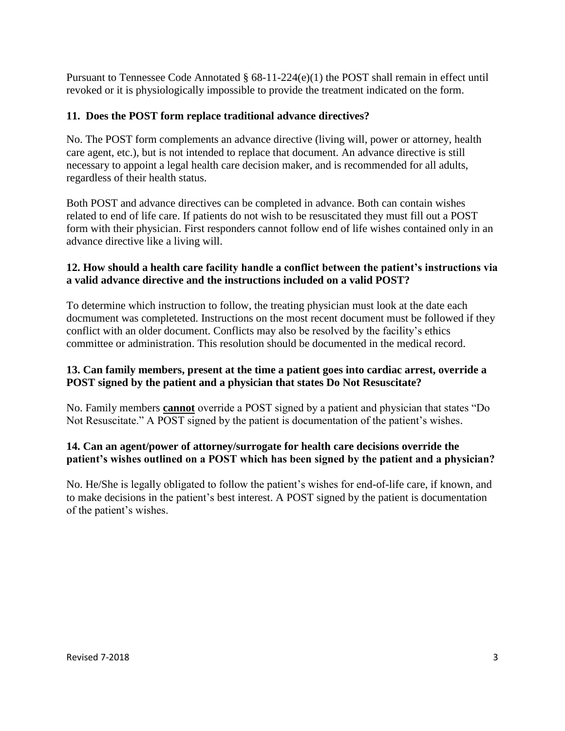Pursuant to Tennessee Code Annotated § 68-11-224(e)(1) the POST shall remain in effect until revoked or it is physiologically impossible to provide the treatment indicated on the form.

### 11. Does the POST form replace traditional advance directives?

No. The POST form complements an advance directive (living will, power or attorney, health care agent, etc.), but is not intended to replace that document. An advance directive is still necessary to appoint a legal health care decision maker, and is recommended for all adults, regardless of their health status.

Both POST and advance directives can be completed in advance. Both can contain wishes related to end of life care. If patients do not wish to be resuscitated they must fill out a POST form with their physician. First responders cannot follow end of life wishes contained only in an advance directive like a living will.

### 12. How should a health care facility handle a conflict between the patient's instructions via a valid advance directive and the instructions included on a valid POST?

To determine which instruction to follow, the treating physician must look at the date each docmument was completeted. Instructions on the most recent document must be followed if they conflict with an older document. Conflicts may also be resolved by the facility's ethics committee or administration. This resolution should be documented in the medical record.

### 13. Can family members, present at the time a patient goes into cardiac arrest, override a POST signed by the patient and a physician that states Do Not Resuscitate?

No. Family members <u>**cannot**</u> override a POST signed by a patient and physician that states "Do Not Resuscitate." A POST signed by the patient is documentation of the patient's wishes.

### 14. Can an agent/power of attorney/surrogate for health care decisions override the patient's wishes outlined on a POST which has been signed by the patient and a physician?

No. He/She is legally obligated to follow the patient's wishes for end-of-life care, if known, and to make decisions in the patient's best interest. A POST signed by the patient is documentation of the patient's wishes.